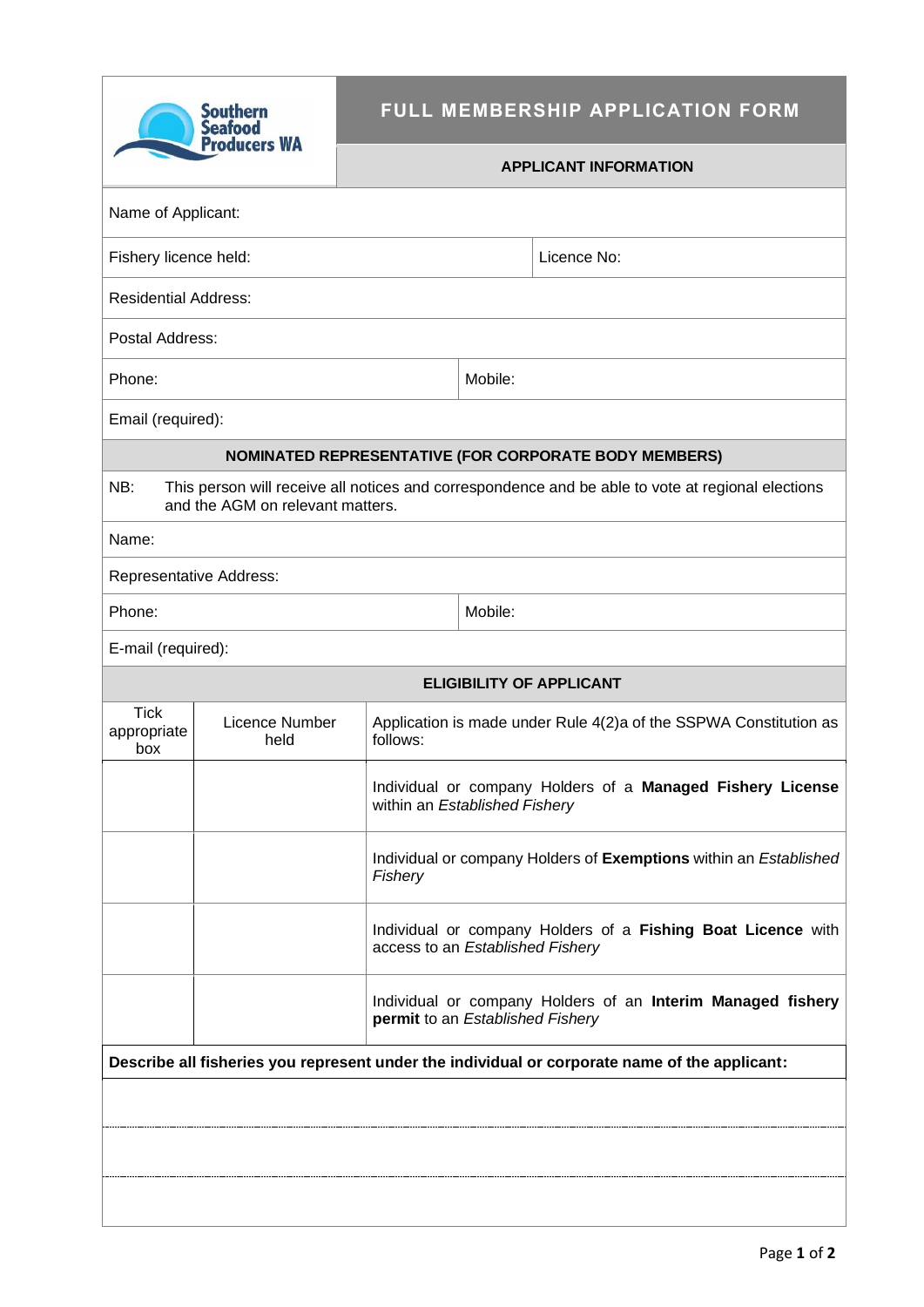Southern Seafood Producers WA

# FULL MEMBERSHIP APPLICATION FORM

## APPLICANT INFORMATION

| | |
|---|---|
| Name of Applicant: | |
| Fishery licence held: | Licence No: |
| Residential Address: | |
| Postal Address: | |
| Phone: | Mobile: |
| Email (required): | |

## NOMINATED REPRESENTATIVE (FOR CORPORATE BODY MEMBERS)

NB: This person will receive all notices and correspondence and be able to vote at regional elections and the AGM on relevant matters.

| | |
|---|---|
| Name: | |
| Representative Address: | |
| Phone: | Mobile: |
| E-mail (required): | |

## ELIGIBILITY OF APPLICANT

| Tick appropriate box | Licence Number held | Application is made under Rule 4(2)a of the SSPWA Constitution as follows: |
|---|---|---|
| | | Individual or company Holders of a **Managed Fishery License** within an *Established Fishery* |
| | | Individual or company Holders of **Exemptions** within an *Established Fishery* |
| | | Individual or company Holders of a **Fishing Boat Licence** with access to an *Established Fishery* |
| | | Individual or company Holders of an **Interim Managed fishery permit** to an *Established Fishery* |

**Describe all fisheries you represent under the individual or corporate name of the applicant:**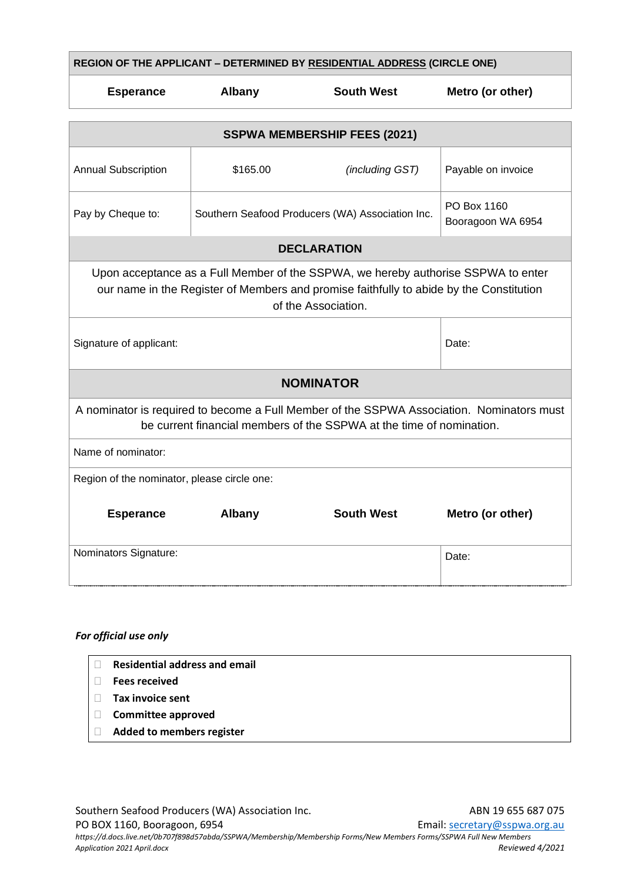| REGION OF THE APPLICANT – DETERMINED BY RESIDENTIAL ADDRESS (CIRCLE ONE) | | | |
|---|---|---|---|
| **Esperance** | **Albany** | **South West** | **Metro (or other)** |

| SSPWA MEMBERSHIP FEES (2021) | | | |
|---|---|---|---|
| Annual Subscription | $165.00 | *(including GST)* | Payable on invoice |
| Pay by Cheque to: | Southern Seafood Producers (WA) Association Inc. | | PO Box 1160 Booragoon WA 6954 |

**DECLARATION**

Upon acceptance as a Full Member of the SSPWA, we hereby authorise SSPWA to enter our name in the Register of Members and promise faithfully to abide by the Constitution of the Association.

| | |
|---|---|
| Signature of applicant: | Date: |

**NOMINATOR**

A nominator is required to become a Full Member of the SSPWA Association. Nominators must be current financial members of the SSPWA at the time of nomination.

Name of nominator:

Region of the nominator, please circle one:

| | | | |
|---|---|---|---|
| **Esperance** | **Albany** | **South West** | **Metro (or other)** |

| | |
|---|---|
| Nominators Signature: | Date: |

***For official use only***

- ☐ **Residential address and email**
- ☐ **Fees received**
- ☐ **Tax invoice sent**
- ☐ **Committee approved**
- ☐ **Added to members register**

Southern Seafood Producers (WA) Association Inc. ABN 19 655 687 075
PO BOX 1160, Booragoon, 6954 Email: secretary@sspwa.org.au
*https://d.docs.live.net/0b707f898d57abda/SSPWA/Membership/Membership Forms/New Members Forms/SSPWA Full New Members Application 2021 April.docx* *Reviewed 4/2021*